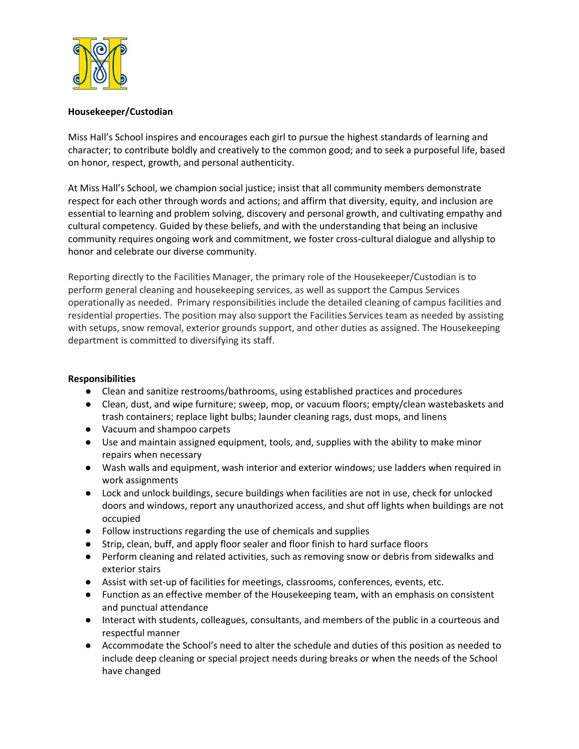**Housekeeper/Custodian**

Miss Hall's School inspires and encourages each girl to pursue the highest standards of learning and character; to contribute boldly and creatively to the common good; and to seek a purposeful life, based on honor, respect, growth, and personal authenticity.

At Miss Hall's School, we champion social justice; insist that all community members demonstrate respect for each other through words and actions; and affirm that diversity, equity, and inclusion are essential to learning and problem solving, discovery and personal growth, and cultivating empathy and cultural competency. Guided by these beliefs, and with the understanding that being an inclusive community requires ongoing work and commitment, we foster cross-cultural dialogue and allyship to honor and celebrate our diverse community.

Reporting directly to the Facilities Manager, the primary role of the Housekeeper/Custodian is to perform general cleaning and housekeeping services, as well as support the Campus Services operationally as needed. Primary responsibilities include the detailed cleaning of campus facilities and residential properties. The position may also support the Facilities Services team as needed by assisting with setups, snow removal, exterior grounds support, and other duties as assigned. The Housekeeping department is committed to diversifying its staff.

**Responsibilities**

- Clean and sanitize restrooms/bathrooms, using established practices and procedures
- Clean, dust, and wipe furniture; sweep, mop, or vacuum floors; empty/clean wastebaskets and trash containers; replace light bulbs; launder cleaning rags, dust mops, and linens
- Vacuum and shampoo carpets
- Use and maintain assigned equipment, tools, and, supplies with the ability to make minor repairs when necessary
- Wash walls and equipment, wash interior and exterior windows; use ladders when required in work assignments
- Lock and unlock buildings, secure buildings when facilities are not in use, check for unlocked doors and windows, report any unauthorized access, and shut off lights when buildings are not occupied
- Follow instructions regarding the use of chemicals and supplies
- Strip, clean, buff, and apply floor sealer and floor finish to hard surface floors
- Perform cleaning and related activities, such as removing snow or debris from sidewalks and exterior stairs
- Assist with set-up of facilities for meetings, classrooms, conferences, events, etc.
- Function as an effective member of the Housekeeping team, with an emphasis on consistent and punctual attendance
- Interact with students, colleagues, consultants, and members of the public in a courteous and respectful manner
- Accommodate the School's need to alter the schedule and duties of this position as needed to include deep cleaning or special project needs during breaks or when the needs of the School have changed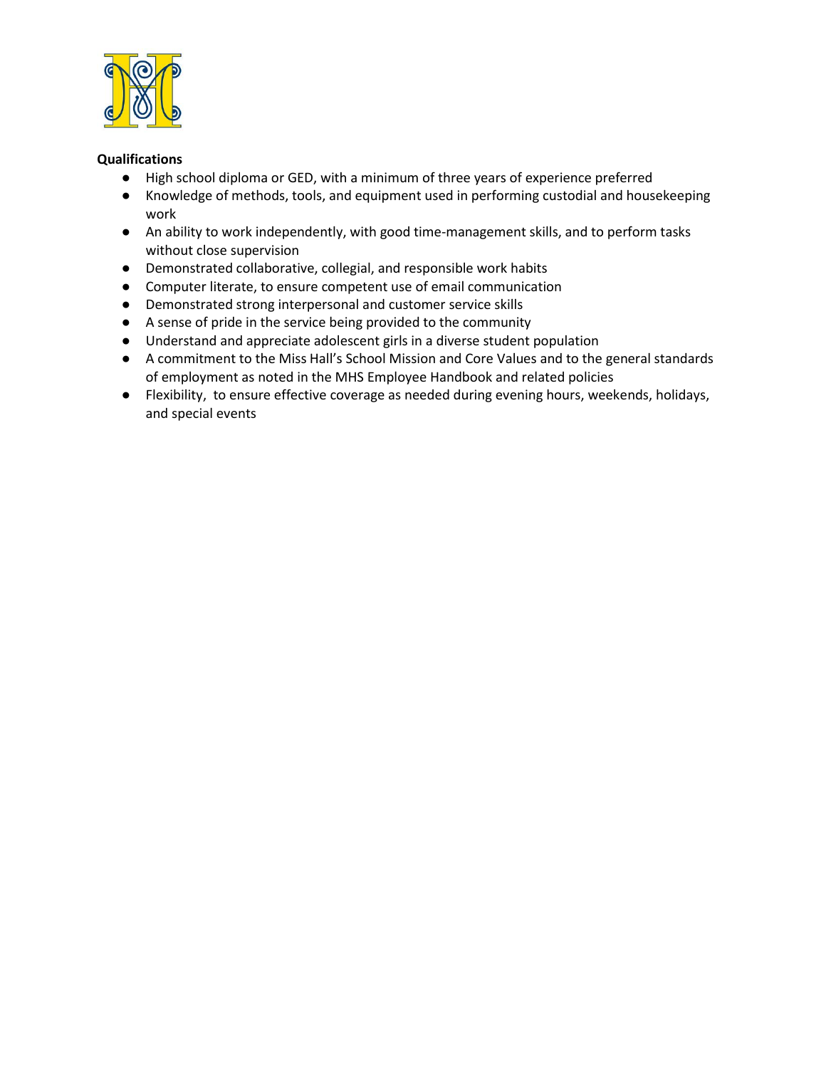**Qualifications**

- High school diploma or GED, with a minimum of three years of experience preferred
- Knowledge of methods, tools, and equipment used in performing custodial and housekeeping work
- An ability to work independently, with good time-management skills, and to perform tasks without close supervision
- Demonstrated collaborative, collegial, and responsible work habits
- Computer literate, to ensure competent use of email communication
- Demonstrated strong interpersonal and customer service skills
- A sense of pride in the service being provided to the community
- Understand and appreciate adolescent girls in a diverse student population
- A commitment to the Miss Hall's School Mission and Core Values and to the general standards of employment as noted in the MHS Employee Handbook and related policies
- Flexibility, to ensure effective coverage as needed during evening hours, weekends, holidays, and special events